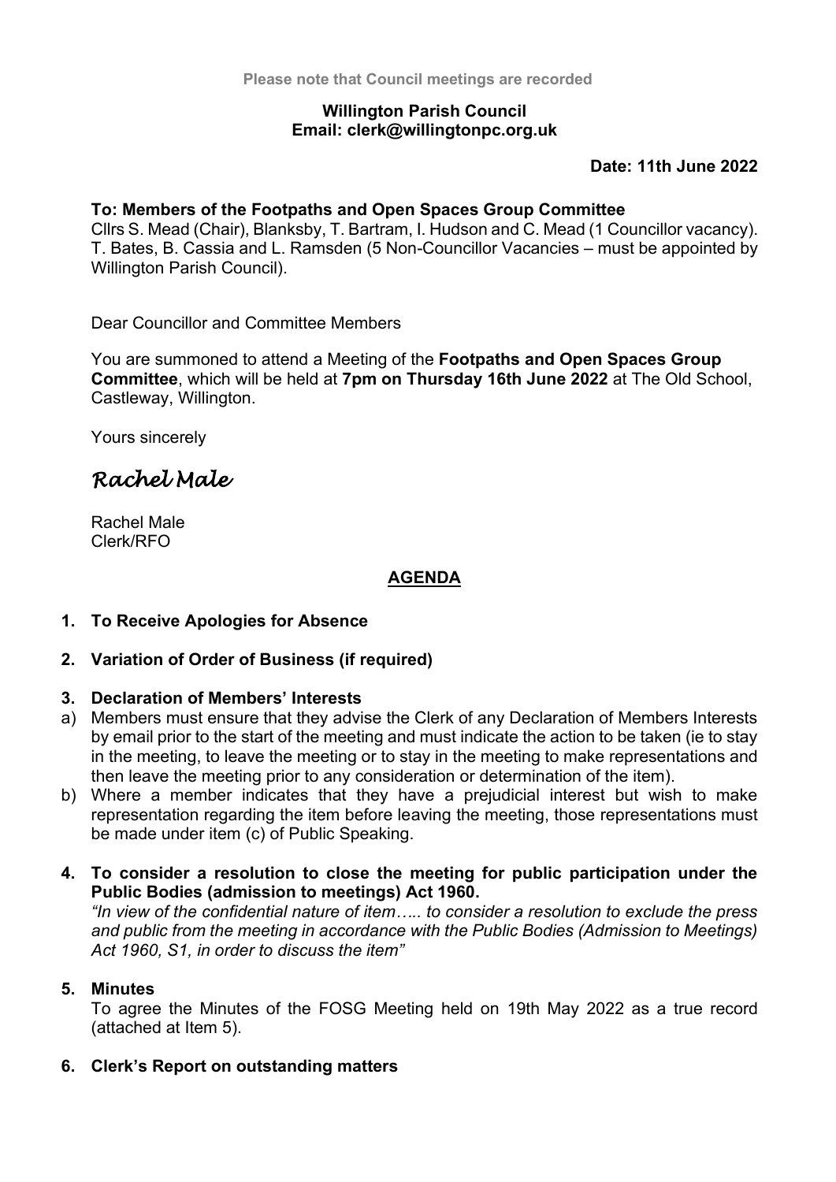Please note that Council meetings are recorded

**Willington Parish Council**
**Email: clerk@willingtonpc.org.uk**

**Date: 11th June 2022**

**To: Members of the Footpaths and Open Spaces Group Committee**
Cllrs S. Mead (Chair), Blanksby, T. Bartram, I. Hudson and C. Mead (1 Councillor vacancy). T. Bates, B. Cassia and L. Ramsden (5 Non-Councillor Vacancies – must be appointed by Willington Parish Council).

Dear Councillor and Committee Members

You are summoned to attend a Meeting of the **Footpaths and Open Spaces Group Committee**, which will be held at **7pm on Thursday 16th June 2022** at The Old School, Castleway, Willington.

Yours sincerely

*Rachel Male*

Rachel Male
Clerk/RFO

## AGENDA

**1. To Receive Apologies for Absence**

**2. Variation of Order of Business (if required)**

**3. Declaration of Members' Interests**

a) Members must ensure that they advise the Clerk of any Declaration of Members Interests by email prior to the start of the meeting and must indicate the action to be taken (ie to stay in the meeting, to leave the meeting or to stay in the meeting to make representations and then leave the meeting prior to any consideration or determination of the item).

b) Where a member indicates that they have a prejudicial interest but wish to make representation regarding the item before leaving the meeting, those representations must be made under item (c) of Public Speaking.

**4. To consider a resolution to close the meeting for public participation under the Public Bodies (admission to meetings) Act 1960.**

*"In view of the confidential nature of item….. to consider a resolution to exclude the press and public from the meeting in accordance with the Public Bodies (Admission to Meetings) Act 1960, S1, in order to discuss the item"*

**5. Minutes**

To agree the Minutes of the FOSG Meeting held on 19th May 2022 as a true record (attached at Item 5).

**6. Clerk's Report on outstanding matters**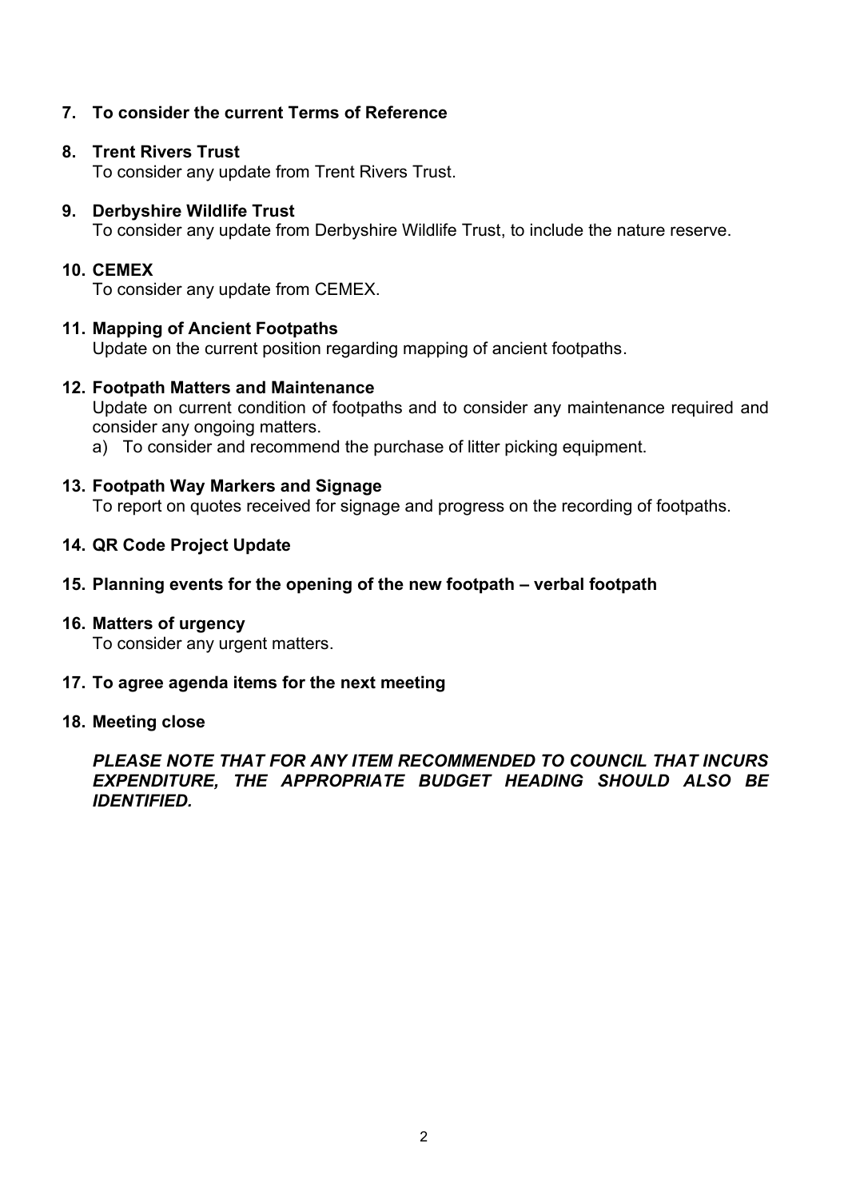**7. To consider the current Terms of Reference**

**8. Trent Rivers Trust**

To consider any update from Trent Rivers Trust.

**9. Derbyshire Wildlife Trust**

To consider any update from Derbyshire Wildlife Trust, to include the nature reserve.

**10. CEMEX**

To consider any update from CEMEX.

**11. Mapping of Ancient Footpaths**

Update on the current position regarding mapping of ancient footpaths.

**12. Footpath Matters and Maintenance**

Update on current condition of footpaths and to consider any maintenance required and consider any ongoing matters.

a) To consider and recommend the purchase of litter picking equipment.

**13. Footpath Way Markers and Signage**

To report on quotes received for signage and progress on the recording of footpaths.

**14. QR Code Project Update**

**15. Planning events for the opening of the new footpath – verbal footpath**

**16. Matters of urgency**

To consider any urgent matters.

**17. To agree agenda items for the next meeting**

**18. Meeting close**

***PLEASE NOTE THAT FOR ANY ITEM RECOMMENDED TO COUNCIL THAT INCURS EXPENDITURE, THE APPROPRIATE BUDGET HEADING SHOULD ALSO BE IDENTIFIED.***